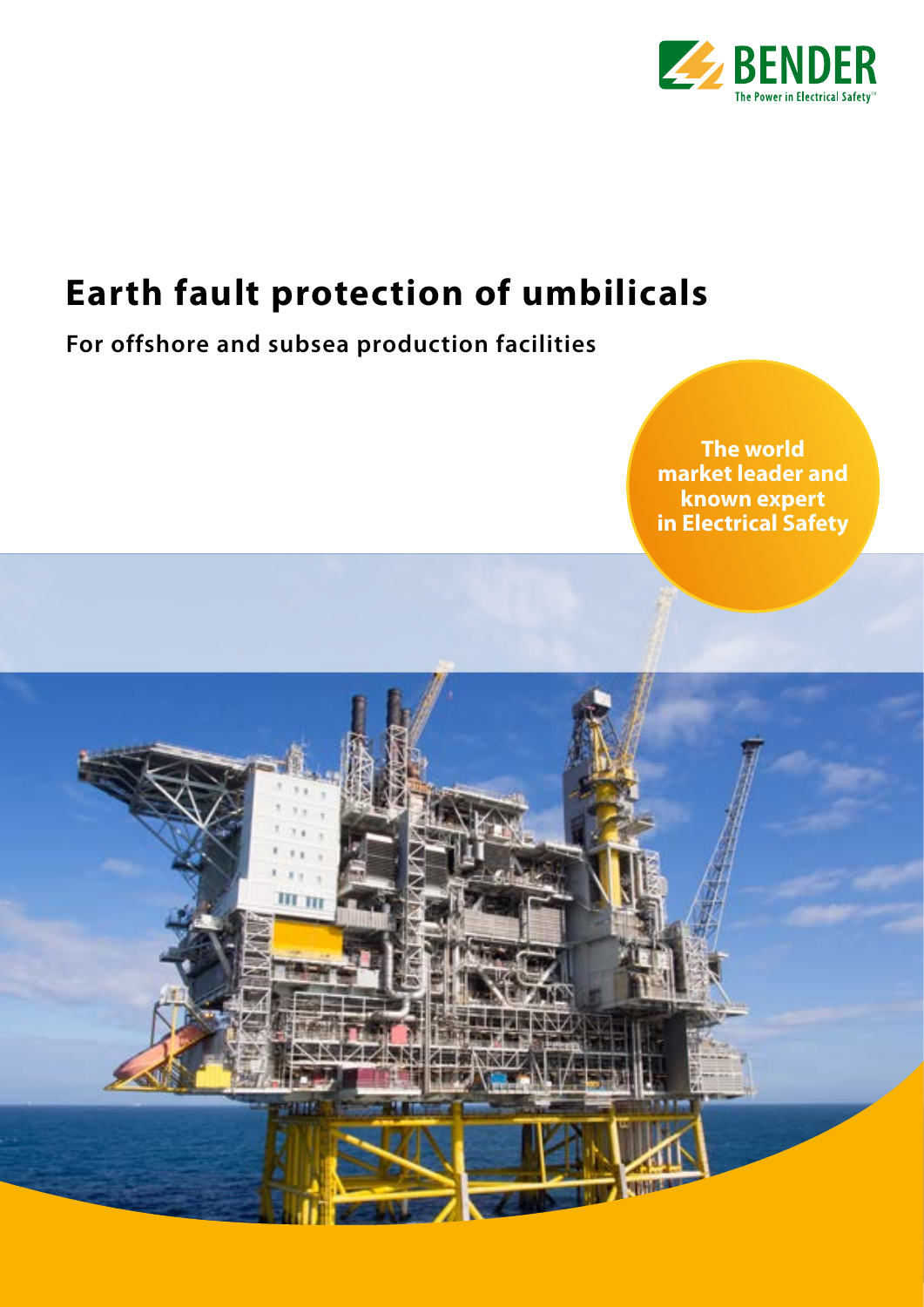BENDER

The Power in Electrical Safety™

# Earth fault protection of umbilicals

## For offshore and subsea production facilities

**The world market leader and known expert in Electrical Safety**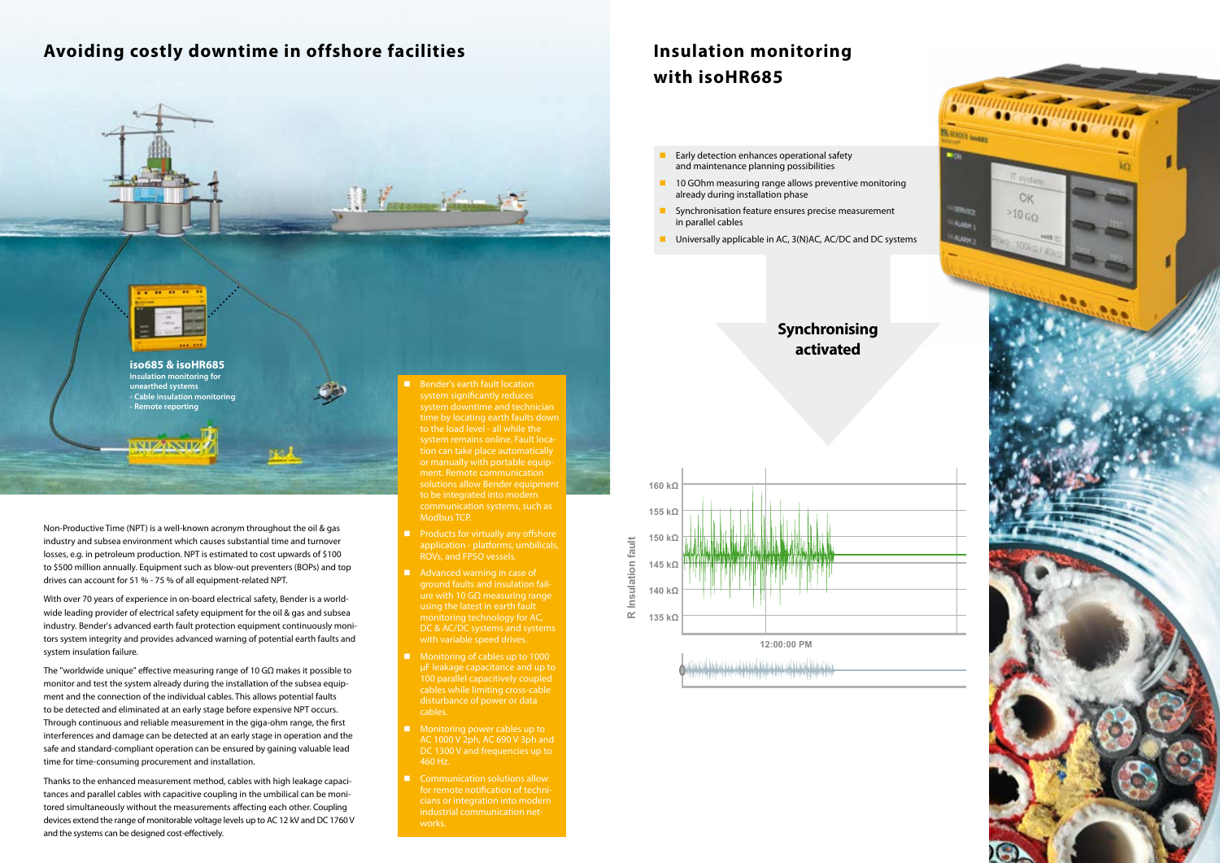# Avoiding costly downtime in offshore facilities

**iso685 & isoHR685**
Insulation monitoring for unearthed systems
- Cable insulation monitoring
- Remote reporting

Non-Productive Time (NPT) is a well-known acronym throughout the oil & gas industry and subsea environment which causes substantial time and turnover losses, e.g. in petroleum production. NPT is estimated to cost upwards of $100 to $500 million annually. Equipment such as blow-out preventers (BOPs) and top drives can account for 51 % - 75 % of all equipment-related NPT.

With over 70 years of experience in on-board electrical safety, Bender is a worldwide leading provider of electrical safety equipment for the oil & gas and subsea industry. Bender's advanced earth fault protection equipment continuously monitors system integrity and provides advanced warning of potential earth faults and system insulation failure.

The "worldwide unique" effective measuring range of 10 GΩ makes it possible to monitor and test the system already during the installation of the subsea equipment and the connection of the individual cables. This allows potential faults to be detected and eliminated at an early stage before expensive NPT occurs. Through continuous and reliable measurement in the giga-ohm range, the first interferences and damage can be detected at an early stage in operation and the safe and standard-compliant operation can be ensured by gaining valuable lead time for time-consuming procurement and installation.

Thanks to the enhanced measurement method, cables with high leakage capacitances and parallel cables with capacitive coupling in the umbilical can be monitored simultaneously without the measurements affecting each other. Coupling devices extend the range of monitorable voltage levels up to AC 12 kV and DC 1760 V and the systems can be designed cost-effectively.

- Bender's earth fault location system significantly reduces system downtime and technician time by locating earth faults down to the load level - all while the system remains online. Fault location can take place automatically or manually with portable equipment. Remote communication solutions allow Bender equipment to be integrated into modern communication systems, such as Modbus TCP.
- Products for virtually any offshore application - platforms, umbilicals, ROVs, and FPSO vessels.
- Advanced warning in case of ground faults and insulation failure with 10 GΩ measuring range using the latest in earth fault monitoring technology for AC, DC & AC/DC systems and systems with variable speed drives.
- Monitoring of cables up to 1000 µF leakage capacitance and up to 100 parallel capacitively coupled cables while limiting cross-cable disturbance of power or data cables.
- Monitoring power cables up to AC 1000 V 2ph, AC 690 V 3ph and DC 1300 V and frequencies up to 460 Hz.
- Communication solutions allow for remote notification of technicians or integration into modern industrial communication networks.

# Insulation monitoring with isoHR685

- Early detection enhances operational safety and maintenance planning possibilities
- 10 GOhm measuring range allows preventive monitoring already during installation phase
- Synchronisation feature ensures precise measurement in parallel cables
- Universally applicable in AC, 3(N)AC, AC/DC and DC systems

**Synchronising activated**

R Insulation fault: 160 kΩ, 155 kΩ, 150 kΩ, 145 kΩ, 140 kΩ, 135 kΩ

12:00:00 PM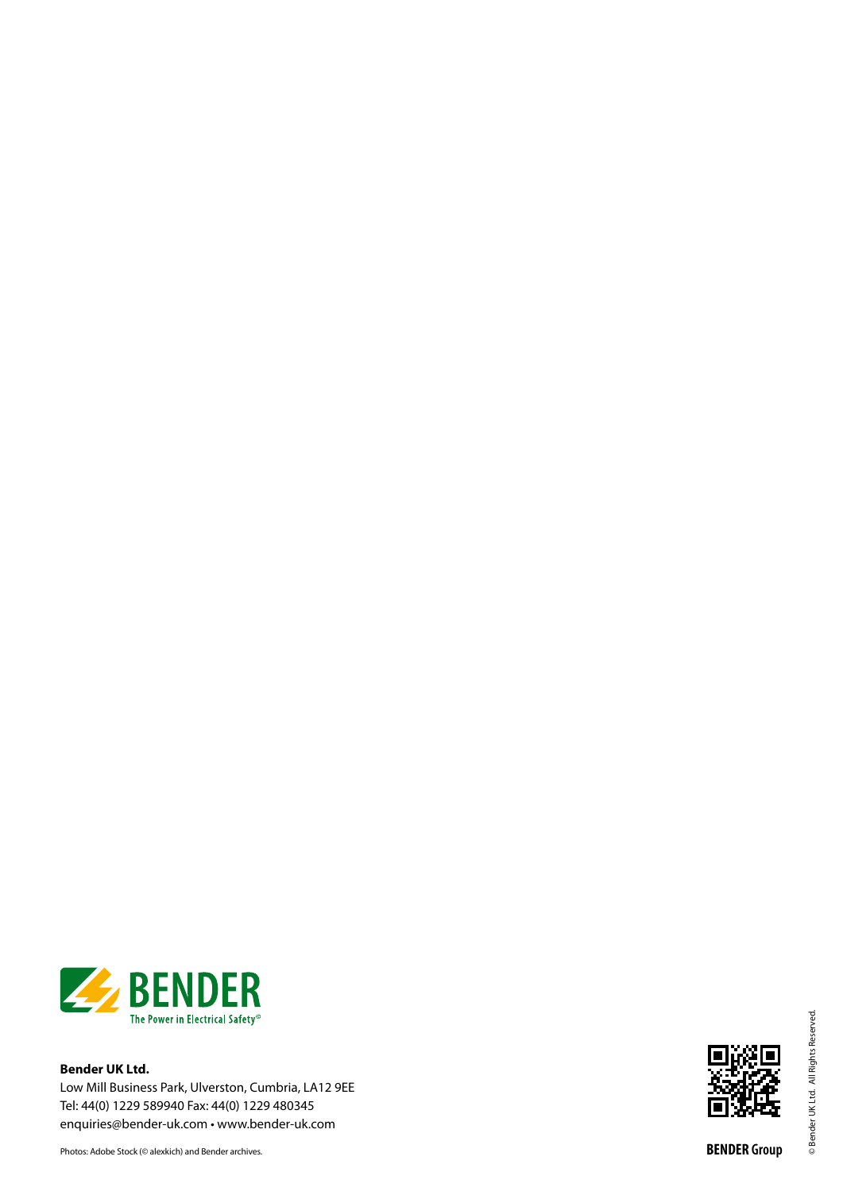BENDER

The Power in Electrical Safety®

**Bender UK Ltd.**

Low Mill Business Park, Ulverston, Cumbria, LA12 9EE

Tel: 44(0) 1229 589940 Fax: 44(0) 1229 480345

enquiries@bender-uk.com • www.bender-uk.com

Photos: Adobe Stock (© alexkich) and Bender archives.

**BENDER Group**

© Bender UK Ltd. All Rights Reserved.